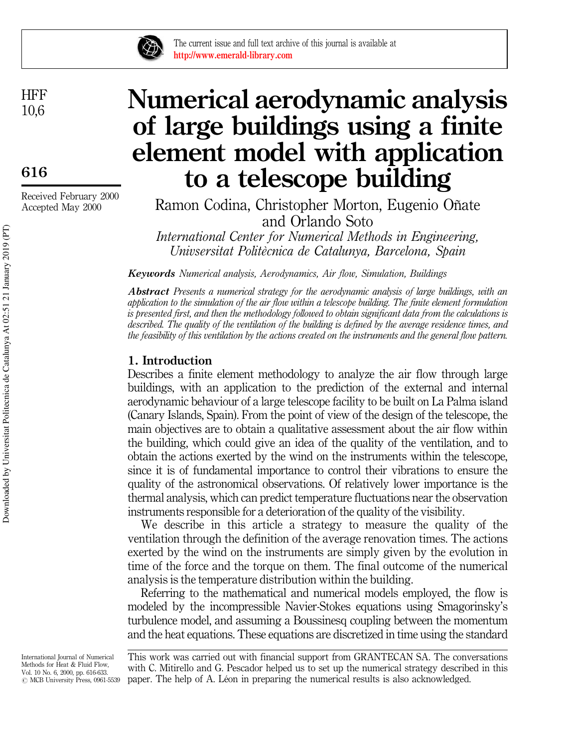# Numerical aerodynamic analysis of large buildings using a finite element model with application to a telescope building

Ramon Codina, Christopher Morton, Eugenio Oñate and Orlando Soto

*International Center for Numerical Methods in Engineering, Univsersitat Politècnica de Catalunya, Barcelona, Spain*

Received February 2000
Accepted May 2000

***Keywords*** *Numerical analysis, Aerodynamics, Air flow, Simulation, Buildings*

***Abstract*** *Presents a numerical strategy for the aerodynamic analysis of large buildings, with an application to the simulation of the air flow within a telescope building. The finite element formulation is presented first, and then the methodology followed to obtain significant data from the calculations is described. The quality of the ventilation of the building is defined by the average residence times, and the feasibility of this ventilation by the actions created on the instruments and the general flow pattern.*

## 1. Introduction

Describes a finite element methodology to analyze the air flow through large buildings, with an application to the prediction of the external and internal aerodynamic behaviour of a large telescope facility to be built on La Palma island (Canary Islands, Spain). From the point of view of the design of the telescope, the main objectives are to obtain a qualitative assessment about the air flow within the building, which could give an idea of the quality of the ventilation, and to obtain the actions exerted by the wind on the instruments within the telescope, since it is of fundamental importance to control their vibrations to ensure the quality of the astronomical observations. Of relatively lower importance is the thermal analysis, which can predict temperature fluctuations near the observation instruments responsible for a deterioration of the quality of the visibility.

We describe in this article a strategy to measure the quality of the ventilation through the definition of the average renovation times. The actions exerted by the wind on the instruments are simply given by the evolution in time of the force and the torque on them. The final outcome of the numerical analysis is the temperature distribution within the building.

Referring to the mathematical and numerical models employed, the flow is modeled by the incompressible Navier-Stokes equations using Smagorinsky's turbulence model, and assuming a Boussinesq coupling between the momentum and the heat equations. These equations are discretized in time using the standard

This work was carried out with financial support from GRANTECAN SA. The conversations with C. Mitirello and G. Pescador helped us to set up the numerical strategy described in this paper. The help of A. Léon in preparing the numerical results is also acknowledged.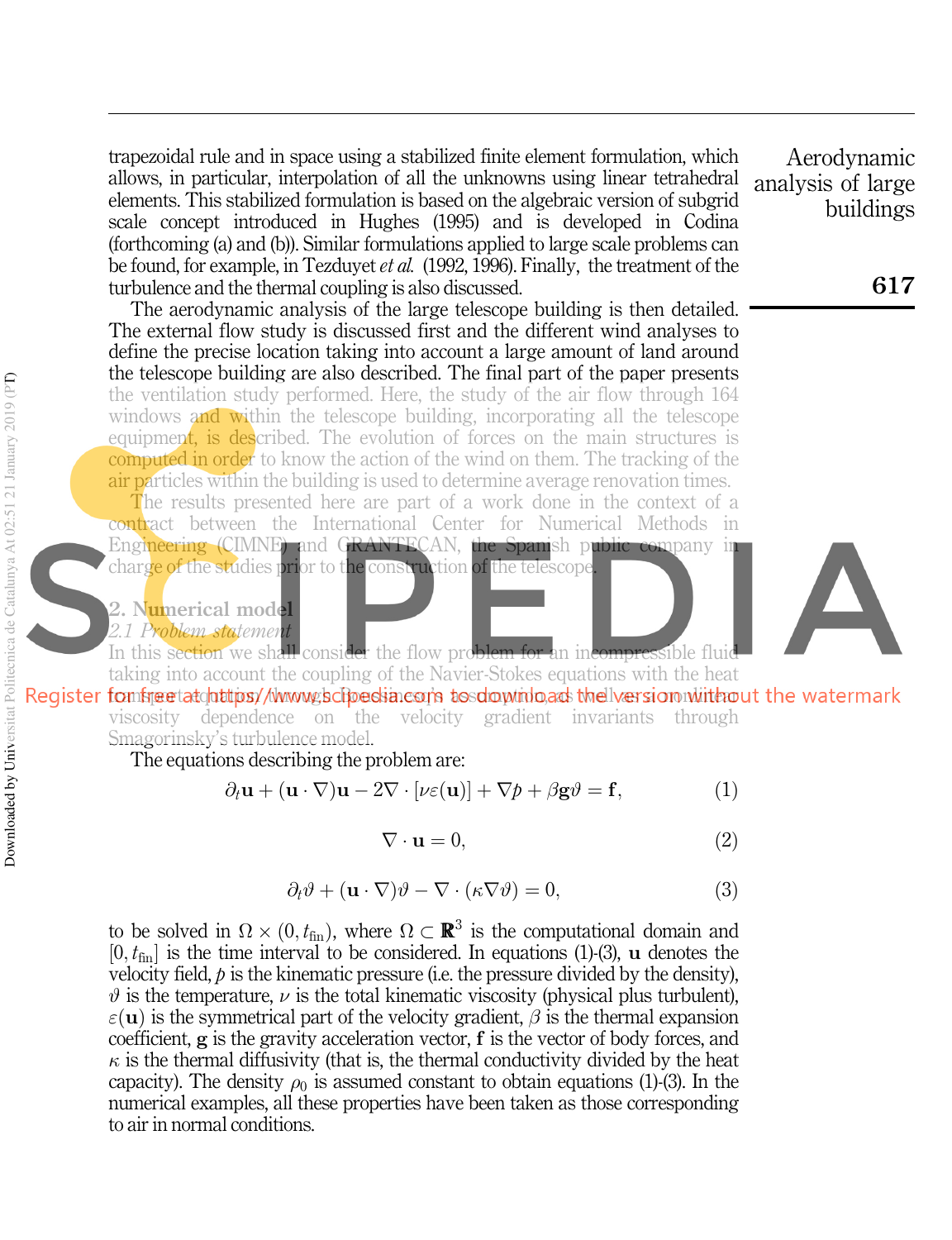trapezoidal rule and in space using a stabilized finite element formulation, which allows, in particular, interpolation of all the unknowns using linear tetrahedral elements. This stabilized formulation is based on the algebraic version of subgrid scale concept introduced in Hughes (1995) and is developed in Codina (forthcoming (a) and (b)). Similar formulations applied to large scale problems can be found, for example, in Tezduyet *et al.* (1992, 1996). Finally, the treatment of the turbulence and the thermal coupling is also discussed.

The aerodynamic analysis of the large telescope building is then detailed. The external flow study is discussed first and the different wind analyses to define the precise location taking into account a large amount of land around the telescope building are also described. The final part of the paper presents the ventilation study performed. Here, the study of the air flow through 164 windows and within the telescope building, incorporating all the telescope equipment, is described. The evolution of forces on the main structures is computed in order to know the action of the wind on them. The tracking of the air particles within the building is used to determine average renovation times.

The results presented here are part of a work done in the context of a contract between the International Center for Numerical Methods in Engineering (CIMNE) and GRANTECAN, the Spanish public company in charge of the studies prior to the construction of the telescope.

## 2. Numerical model

### *2.1 Problem statement*

In this section we shall consider the flow problem for an incompressible fluid taking into account the coupling of the Navier-Stokes equations with the heat transport equation through Boussinesq's assumption, as well as nonlinear viscosity dependence on the velocity gradient invariants through Smagorinsky's turbulence model.

The equations describing the problem are:

$$\partial_t \mathbf{u} + (\mathbf{u} \cdot \nabla)\mathbf{u} - 2\nabla \cdot [\nu \varepsilon(\mathbf{u})] + \nabla p + \beta \mathbf{g} \vartheta = \mathbf{f}, \tag{1}$$

$$\nabla \cdot \mathbf{u} = 0, \tag{2}$$

$$\partial_t \vartheta + (\mathbf{u} \cdot \nabla)\vartheta - \nabla \cdot (\kappa \nabla \vartheta) = 0, \tag{3}$$

to be solved in $\Omega \times (0, t_{\text{fin}})$, where $\Omega \subset \mathbb{R}^3$ is the computational domain and $[0, t_{\text{fin}}]$ is the time interval to be considered. In equations (1)-(3), $\mathbf{u}$ denotes the velocity field, $p$ is the kinematic pressure (i.e. the pressure divided by the density), $\vartheta$ is the temperature, $\nu$ is the total kinematic viscosity (physical plus turbulent), $\varepsilon(\mathbf{u})$ is the symmetrical part of the velocity gradient, $\beta$ is the thermal expansion coefficient, $\mathbf{g}$ is the gravity acceleration vector, $\mathbf{f}$ is the vector of body forces, and $\kappa$ is the thermal diffusivity (that is, the thermal conductivity divided by the heat capacity). The density $\rho_0$ is assumed constant to obtain equations (1)-(3). In the numerical examples, all these properties have been taken as those corresponding to air in normal conditions.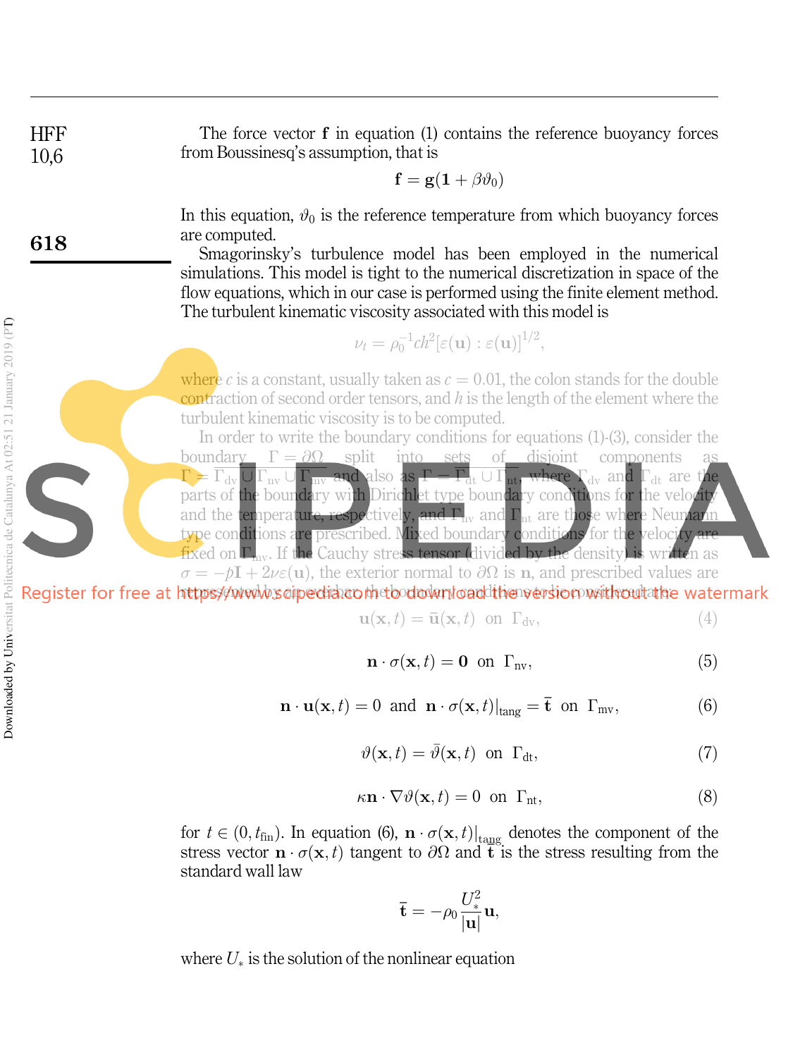The force vector $\mathbf{f}$ in equation (1) contains the reference buoyancy forces from Boussinesq's assumption, that is

$$\mathbf{f} = \mathbf{g}(\mathbf{1} + \beta\vartheta_0)$$

In this equation, $\vartheta_0$ is the reference temperature from which buoyancy forces are computed.

Smagorinsky's turbulence model has been employed in the numerical simulations. This model is tight to the numerical discretization in space of the flow equations, which in our case is performed using the finite element method. The turbulent kinematic viscosity associated with this model is

$$\nu_t = \rho_0^{-1} c h^2 [\varepsilon(\mathbf{u}) : \varepsilon(\mathbf{u})]^{1/2},$$

where $c$ is a constant, usually taken as $c = 0.01$, the colon stands for the double contraction of second order tensors, and $h$ is the length of the element where the turbulent kinematic viscosity is to be computed.

In order to write the boundary conditions for equations (1)-(3), consider the boundary $\Gamma = \partial\Omega$ split into sets of disjoint components as $\Gamma = \overline{\Gamma_{\mathrm{dv}} \cup \Gamma_{\mathrm{nv}} \cup \Gamma_{\mathrm{mv}}}$ and also as $\Gamma = \overline{\Gamma_{\mathrm{dt}} \cup \Gamma_{\mathrm{nt}}}$, where $\Gamma_{\mathrm{dv}}$ and $\Gamma_{\mathrm{dt}}$ are the parts of the boundary with Dirichlet type boundary conditions for the velocity and the temperature, respectively, and $\Gamma_{\mathrm{nv}}$ and $\Gamma_{\mathrm{nt}}$ are those where Neumann type conditions are prescribed. Mixed boundary conditions for the velocity are fixed on $\Gamma_{\mathrm{mv}}$. If the Cauchy stress tensor (divided by the density) is written as $\sigma = -p\mathbf{I} + 2\nu\varepsilon(\mathbf{u})$, the exterior normal to $\partial\Omega$ is $\mathbf{n}$, and prescribed values are represented by an overbar, the boundary conditions to be considered are:

$$\mathbf{u}(\mathbf{x}, t) = \bar{\mathbf{u}}(\mathbf{x}, t) \;\text{ on }\; \Gamma_{\mathrm{dv}}, \tag{4}$$

$$\mathbf{n} \cdot \sigma(\mathbf{x}, t) = \mathbf{0} \;\text{ on }\; \Gamma_{\mathrm{nv}}, \tag{5}$$

$$\mathbf{n} \cdot \mathbf{u}(\mathbf{x}, t) = 0 \;\text{ and }\; \mathbf{n} \cdot \sigma(\mathbf{x}, t)|_{\mathrm{tang}} = \bar{\mathbf{t}} \;\text{ on }\; \Gamma_{\mathrm{mv}}, \tag{6}$$

$$\vartheta(\mathbf{x}, t) = \bar{\vartheta}(\mathbf{x}, t) \;\text{ on }\; \Gamma_{\mathrm{dt}}, \tag{7}$$

$$\kappa \mathbf{n} \cdot \nabla\vartheta(\mathbf{x}, t) = 0 \;\text{ on }\; \Gamma_{\mathrm{nt}}, \tag{8}$$

for $t \in (0, t_{\mathrm{fin}})$. In equation (6), $\mathbf{n} \cdot \sigma(\mathbf{x}, t)|_{\mathrm{tang}}$ denotes the component of the stress vector $\mathbf{n} \cdot \sigma(\mathbf{x}, t)$ tangent to $\partial\Omega$ and $\bar{\mathbf{t}}$ is the stress resulting from the standard wall law

$$\bar{\mathbf{t}} = -\rho_0 \frac{U_*^2}{|\mathbf{u}|} \mathbf{u},$$

where $U_*$ is the solution of the nonlinear equation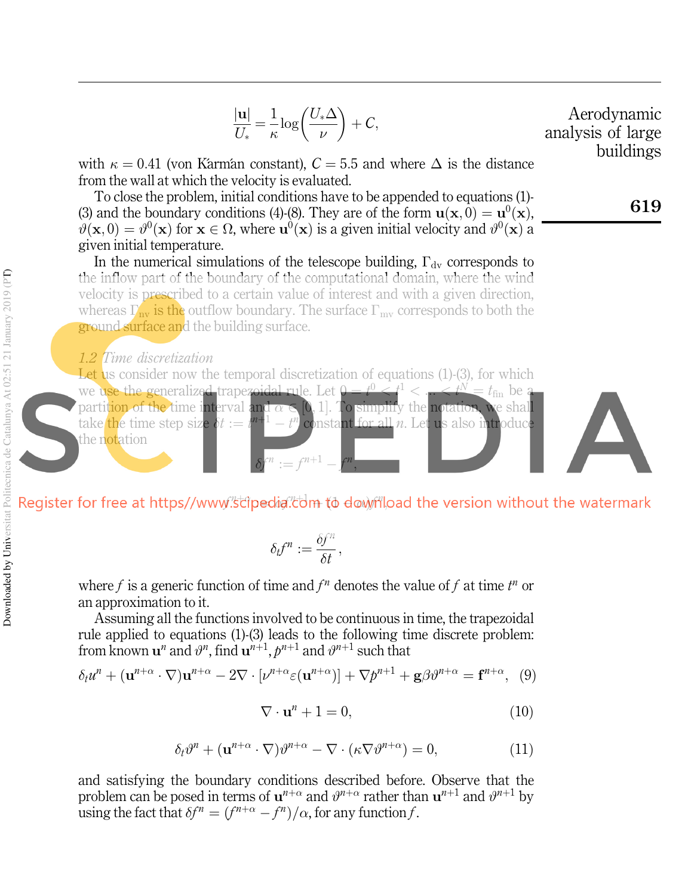$$\frac{|\mathbf{u}|}{U_*} = \frac{1}{\kappa}\log\left(\frac{U_*\Delta}{\nu}\right) + C,$$

with $\kappa = 0.41$ (von Kármán constant), $C = 5.5$ and where $\Delta$ is the distance from the wall at which the velocity is evaluated.

To close the problem, initial conditions have to be appended to equations (1)-(3) and the boundary conditions (4)-(8). They are of the form $\mathbf{u}(\mathbf{x}, 0) = \mathbf{u}^0(\mathbf{x})$, $\vartheta(\mathbf{x}, 0) = \vartheta^0(\mathbf{x})$ for $\mathbf{x} \in \Omega$, where $\mathbf{u}^0(\mathbf{x})$ is a given initial velocity and $\vartheta^0(\mathbf{x})$ a given initial temperature.

In the numerical simulations of the telescope building, $\Gamma_{\mathrm{dv}}$ corresponds to the inflow part of the boundary of the computational domain, where the wind velocity is prescribed to a certain value of interest and with a given direction, whereas $\Gamma_{\mathrm{nv}}$ is the outflow boundary. The surface $\Gamma_{\mathrm{mv}}$ corresponds to both the ground surface and the building surface.

### *1.2 Time discretization*

Let us consider now the temporal discretization of equations (1)-(3), for which we use the generalized trapezoidal rule. Let $0 = t^0 < t^1 < \ldots < t^N = t_{\mathrm{fin}}$ be a partition of the time interval and $\alpha \in [0, 1]$. To simplify the notation, we shall take the time step size $\delta t := t^{n+1} - t^n$ constant for all $n$. Let us also introduce the notation

$$\delta f^n := f^{n+1} - f^n,$$

$$f^{n+\alpha} := \alpha f^{n+1} + (1-\alpha) f^n,$$

$$\delta_t f^n := \frac{\delta f^n}{\delta t},$$

where $f$ is a generic function of time and $f^n$ denotes the value of $f$ at time $t^n$ or an approximation to it.

Assuming all the functions involved to be continuous in time, the trapezoidal rule applied to equations (1)-(3) leads to the following time discrete problem: from known $\mathbf{u}^n$ and $\vartheta^n$, find $\mathbf{u}^{n+1}$, $p^{n+1}$ and $\vartheta^{n+1}$ such that

$$\delta_t u^n + (\mathbf{u}^{n+\alpha} \cdot \nabla)\mathbf{u}^{n+\alpha} - 2\nabla \cdot [\nu^{n+\alpha}\varepsilon(\mathbf{u}^{n+\alpha})] + \nabla p^{n+1} + \mathbf{g}\beta\vartheta^{n+\alpha} = \mathbf{f}^{n+\alpha}, \quad (9)$$

$$\nabla \cdot \mathbf{u}^n + 1 = 0, \quad (10)$$

$$\delta_t \vartheta^n + (\mathbf{u}^{n+\alpha} \cdot \nabla)\vartheta^{n+\alpha} - \nabla \cdot (\kappa \nabla \vartheta^{n+\alpha}) = 0, \quad (11)$$

and satisfying the boundary conditions described before. Observe that the problem can be posed in terms of $\mathbf{u}^{n+\alpha}$ and $\vartheta^{n+\alpha}$ rather than $\mathbf{u}^{n+1}$ and $\vartheta^{n+1}$ by using the fact that $\delta f^n = (f^{n+\alpha} - f^n)/\alpha$, for any function $f$.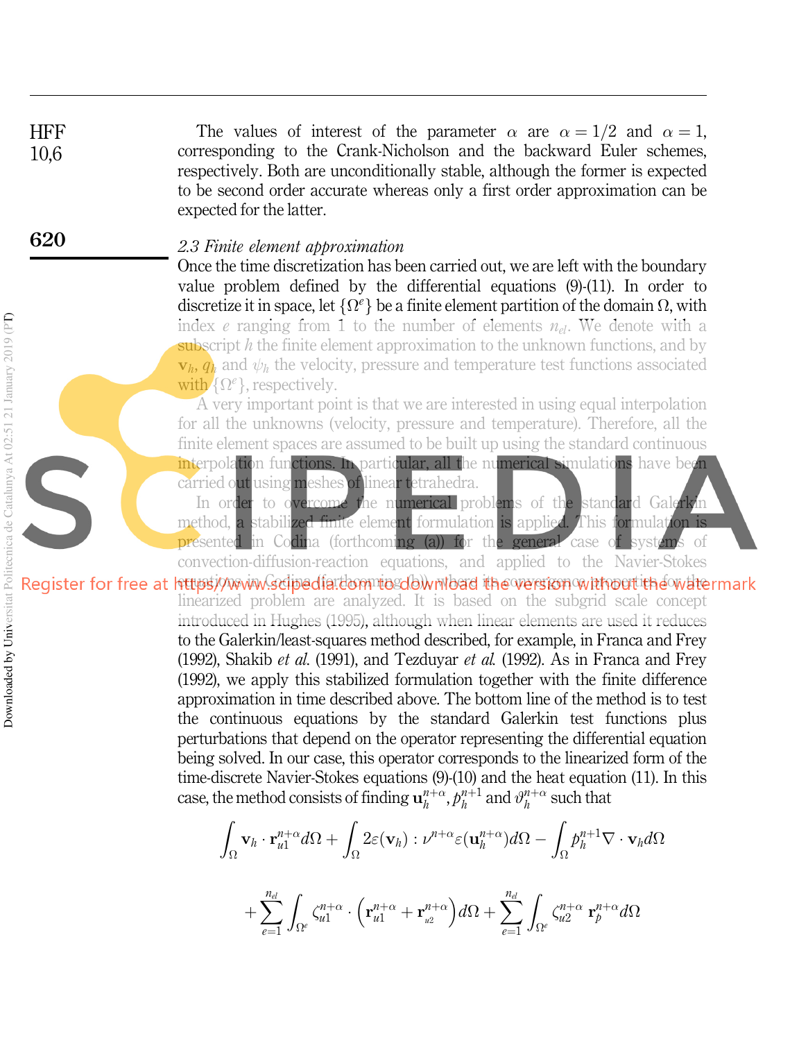The values of interest of the parameter $\alpha$ are $\alpha = 1/2$ and $\alpha = 1$, corresponding to the Crank-Nicholson and the backward Euler schemes, respectively. Both are unconditionally stable, although the former is expected to be second order accurate whereas only a first order approximation can be expected for the latter.

### *2.3 Finite element approximation*

Once the time discretization has been carried out, we are left with the boundary value problem defined by the differential equations (9)-(11). In order to discretize it in space, let $\{\Omega^e\}$ be a finite element partition of the domain $\Omega$, with index $e$ ranging from 1 to the number of elements $n_{el}$. We denote with a subscript $h$ the finite element approximation to the unknown functions, and by $\mathbf{v}_h$, $q_h$ and $\psi_h$ the velocity, pressure and temperature test functions associated with $\{\Omega^e\}$, respectively.

A very important point is that we are interested in using equal interpolation for all the unknowns (velocity, pressure and temperature). Therefore, all the finite element spaces are assumed to be built up using the standard continuous interpolation functions. In particular, all the numerical simulations have been carried out using meshes of linear tetrahedra.

In order to overcome the numerical problems of the standard Galerkin method, a stabilized finite element formulation is applied. This formulation is presented in Codina (forthcoming (a)) for the general case of systems of convection-diffusion-reaction equations, and applied to the Navier-Stokes equations in Codina (forthcoming (b)), where its convergence properties for the linearized problem are analyzed. It is based on the subgrid scale concept introduced in Hughes (1995), although when linear elements are used it reduces to the Galerkin/least-squares method described, for example, in Franca and Frey (1992), Shakib *et al.* (1991), and Tezduyar *et al.* (1992). As in Franca and Frey (1992), we apply this stabilized formulation together with the finite difference approximation in time described above. The bottom line of the method is to test the continuous equations by the standard Galerkin test functions plus perturbations that depend on the operator representing the differential equation being solved. In our case, this operator corresponds to the linearized form of the time-discrete Navier-Stokes equations (9)-(10) and the heat equation (11). In this case, the method consists of finding $\mathbf{u}_h^{n+\alpha}$, $p_h^{n+1}$ and $\vartheta_h^{n+\alpha}$ such that

$$\int_\Omega \mathbf{v}_h \cdot \mathbf{r}_{u1}^{n+\alpha} d\Omega + \int_\Omega 2\varepsilon(\mathbf{v}_h) : \nu^{n+\alpha} \varepsilon(\mathbf{u}_h^{n+\alpha}) d\Omega - \int_\Omega p_h^{n+1} \nabla \cdot \mathbf{v}_h d\Omega$$

$$+ \sum_{e=1}^{n_{el}} \int_{\Omega^e} \zeta_{u1}^{n+\alpha} \cdot \left( \mathbf{r}_{u1}^{n+\alpha} + \mathbf{r}_{u2}^{n+\alpha} \right) d\Omega + \sum_{e=1}^{n_{el}} \int_{\Omega^e} \zeta_{u2}^{n+\alpha} \, \mathbf{r}_p^{n+\alpha} d\Omega$$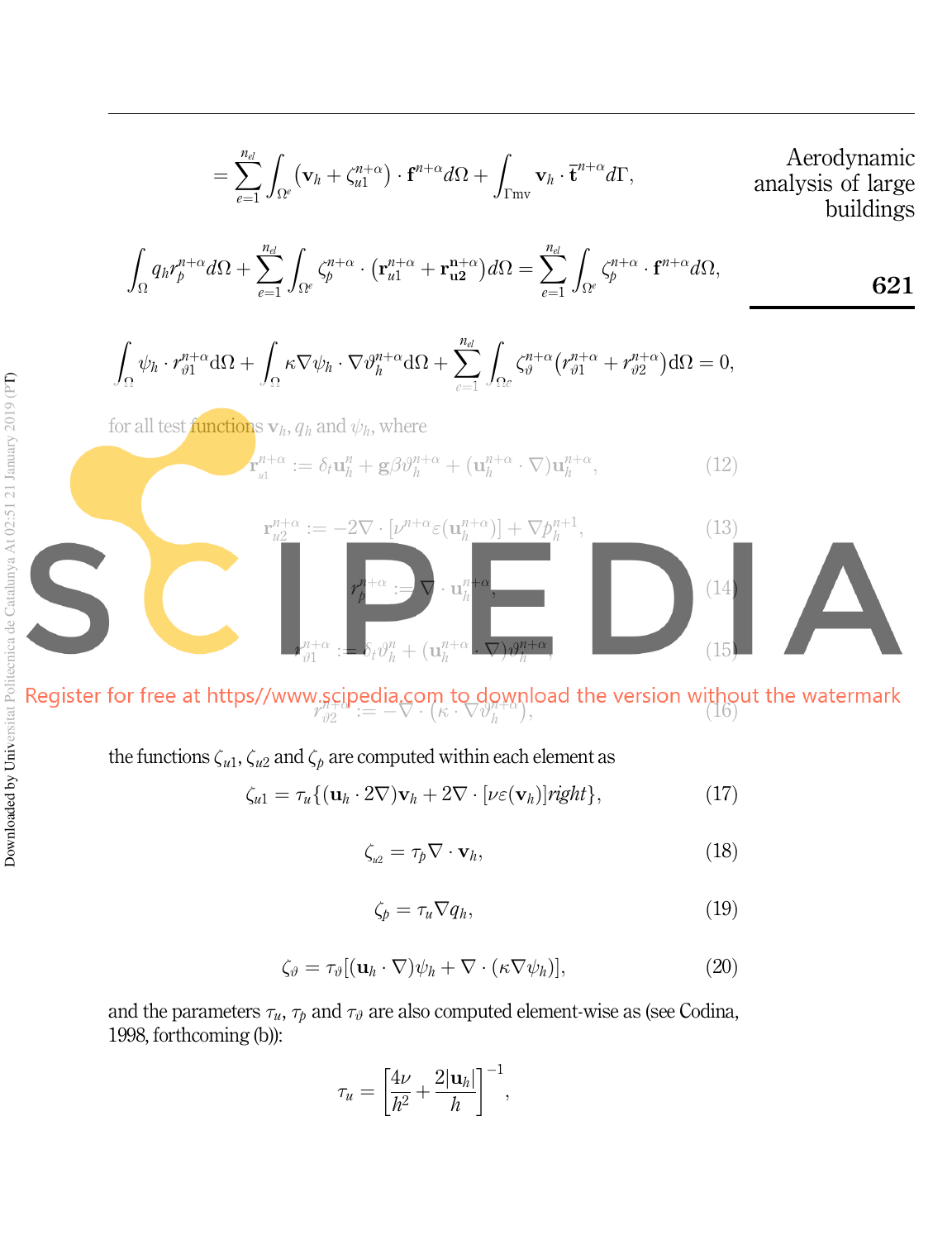$$= \sum_{e=1}^{n_{el}} \int_{\Omega^e} (\mathbf{v}_h + \zeta_{u1}^{n+\alpha}) \cdot \mathbf{f}^{n+\alpha} d\Omega + \int_{\Gamma \text{mv}} \mathbf{v}_h \cdot \bar{\mathbf{t}}^{n+\alpha} d\Gamma,$$

$$\int_\Omega q_h r_p^{n+\alpha} d\Omega + \sum_{e=1}^{n_{el}} \int_{\Omega^e} \zeta_p^{n+\alpha} \cdot (\mathbf{r}_{u1}^{n+\alpha} + \mathbf{r}_{\mathbf{u2}}^{\mathbf{n}+\alpha}) d\Omega = \sum_{e=1}^{n_{el}} \int_{\Omega^e} \zeta_p^{n+\alpha} \cdot \mathbf{f}^{n+\alpha} d\Omega,$$

$$\int_\Omega \psi_h \cdot r_{\vartheta 1}^{n+\alpha} \mathrm{d}\Omega + \int_\Omega \kappa \nabla \psi_h \cdot \nabla \vartheta_h^{n+\alpha} \mathrm{d}\Omega + \sum_{e=1}^{n_{el}} \int_{\Omega^e} \zeta_\vartheta^{n+\alpha} (r_{\vartheta 1}^{n+\alpha} + r_{\vartheta 2}^{n+\alpha}) \mathrm{d}\Omega = 0,$$

for all test functions $\mathbf{v}_h$, $q_h$ and $\psi_h$, where

$$\mathbf{r}_{u1}^{n+\alpha} := \delta_t \mathbf{u}_h^n + \mathbf{g}\beta\vartheta_h^{n+\alpha} + (\mathbf{u}_h^{n+\alpha} \cdot \nabla)\mathbf{u}_h^{n+\alpha}, \tag{12}$$

$$\mathbf{r}_{u2}^{n+\alpha} := -2\nabla \cdot [\nu^{n+\alpha}\varepsilon(\mathbf{u}_h^{n+\alpha})] + \nabla p_h^{n+1}, \tag{13}$$

$$r_p^{n+\alpha} := \nabla \cdot \mathbf{u}_h^{n+\alpha}, \tag{14}$$

$$r_{\vartheta 1}^{n+\alpha} := \delta_t \vartheta_h^n + (\mathbf{u}_h^{n+\alpha} \cdot \nabla)\vartheta_h^{n+\alpha}, \tag{15}$$

$$r_{\vartheta 2}^{n+\alpha} := -\nabla \cdot (\kappa \cdot \nabla \vartheta_h^{n+\alpha}), \tag{16}$$

the functions $\zeta_{u1}$, $\zeta_{u2}$ and $\zeta_p$ are computed within each element as

$$\zeta_{u1} = \tau_u \{(\mathbf{u}_h \cdot 2\nabla)\mathbf{v}_h + 2\nabla \cdot [\nu\varepsilon(\mathbf{v}_h)] right\}, \tag{17}$$

$$\zeta_{u2} = \tau_p \nabla \cdot \mathbf{v}_h, \tag{18}$$

$$\zeta_p = \tau_u \nabla q_h, \tag{19}$$

$$\zeta_\vartheta = \tau_\vartheta[(\mathbf{u}_h \cdot \nabla)\psi_h + \nabla \cdot (\kappa \nabla \psi_h)], \tag{20}$$

and the parameters $\tau_u$, $\tau_p$ and $\tau_\vartheta$ are also computed element-wise as (see Codina, 1998, forthcoming (b)):

$$\tau_u = \left[\frac{4\nu}{h^2} + \frac{2|\mathbf{u}_h|}{h}\right]^{-1},$$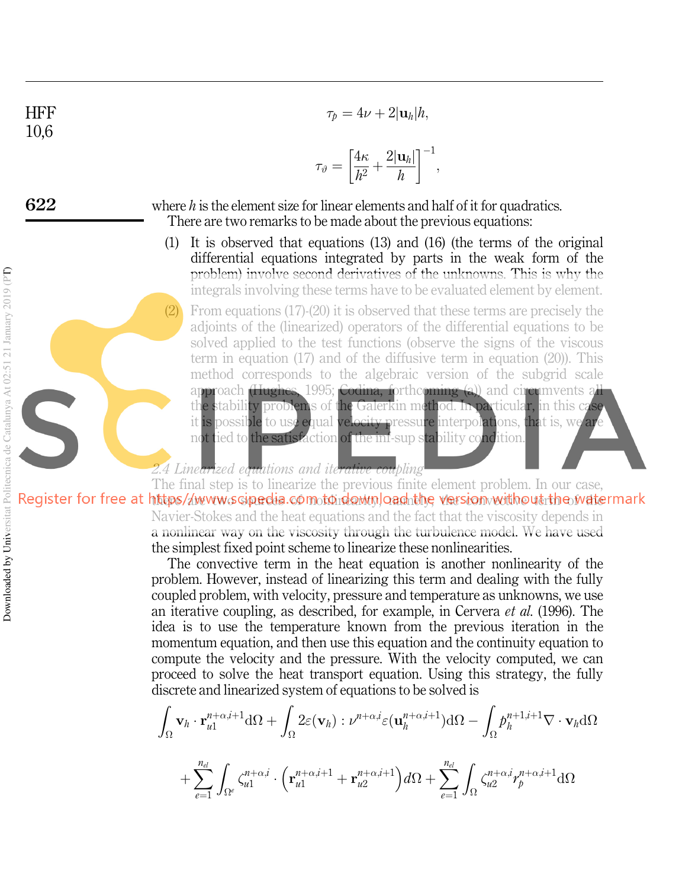$$\tau_p = 4\nu + 2|\mathbf{u}_h|h,$$

$$\tau_\vartheta = \left[\frac{4\kappa}{h^2} + \frac{2|\mathbf{u}_h|}{h}\right]^{-1},$$

where $h$ is the element size for linear elements and half of it for quadratics.

There are two remarks to be made about the previous equations:

(1) It is observed that equations (13) and (16) (the terms of the original differential equations integrated by parts in the weak form of the problem) involve second derivatives of the unknowns. This is why the integrals involving these terms have to be evaluated element by element.

(2) From equations (17)-(20) it is observed that these terms are precisely the adjoints of the (linearized) operators of the differential equations to be solved applied to the test functions (observe the signs of the viscous term in equation (17) and of the diffusive term in equation (20)). This method corresponds to the algebraic version of the subgrid scale approach (Hughes, 1995; Codina, forthcoming (a)) and circumvents all the stability problems of the Galerkin method. In particular, in this case it is possible to use equal velocity-pressure interpolations, that is, we are not tied to the satisfaction of the inf-sup stability condition.

### 2.4 Linearized equations and iterative coupling

The final step is to linearize the previous finite element problem. In our case, there are two sources of nonlinearity, namely, the convective term of the Navier-Stokes and the heat equations and the fact that the viscosity depends in a nonlinear way on the viscosity through the turbulence model. We have used the simplest fixed point scheme to linearize these nonlinearities.

The convective term in the heat equation is another nonlinearity of the problem. However, instead of linearizing this term and dealing with the fully coupled problem, with velocity, pressure and temperature as unknowns, we use an iterative coupling, as described, for example, in Cervera *et al.* (1996). The idea is to use the temperature known from the previous iteration in the momentum equation, and then use this equation and the continuity equation to compute the velocity and the pressure. With the velocity computed, we can proceed to solve the heat transport equation. Using this strategy, the fully discrete and linearized system of equations to be solved is

$$\int_\Omega \mathbf{v}_h \cdot \mathbf{r}_{u1}^{n+\alpha,i+1} \mathrm{d}\Omega + \int_\Omega 2\varepsilon(\mathbf{v}_h) : \nu^{n+\alpha,i} \varepsilon(\mathbf{u}_h^{n+\alpha,i+1}) \mathrm{d}\Omega - \int_\Omega p_h^{n+1,i+1} \nabla \cdot \mathbf{v}_h \mathrm{d}\Omega$$

$$+ \sum_{e=1}^{n_{el}} \int_{\Omega^e} \zeta_{u1}^{n+\alpha,i} \cdot \left(\mathbf{r}_{u1}^{n+\alpha,i+1} + \mathbf{r}_{u2}^{n+\alpha,i+1}\right) d\Omega + \sum_{e=1}^{n_{el}} \int_\Omega \zeta_{u2}^{n+\alpha,i} r_p^{n+\alpha,i+1} \mathrm{d}\Omega$$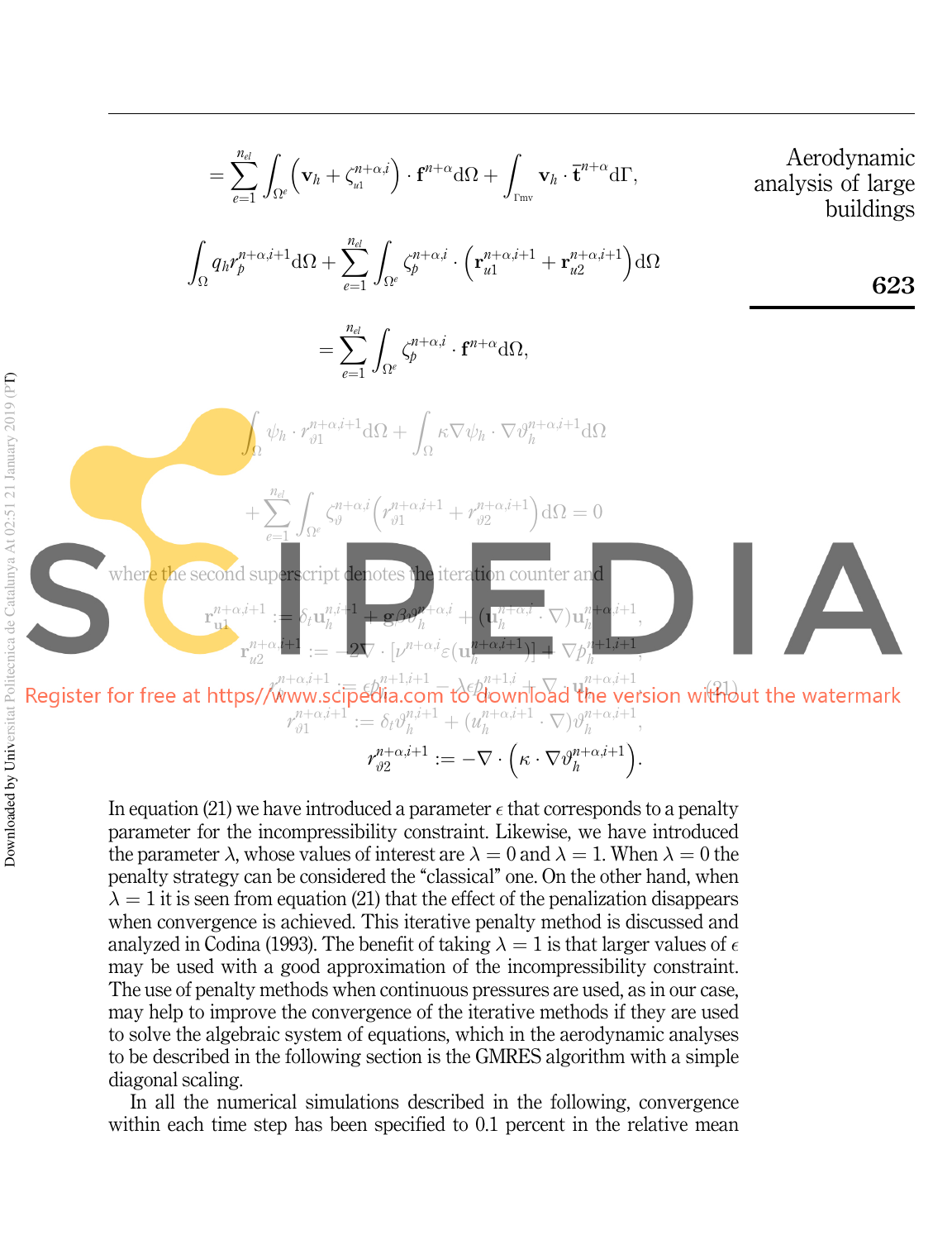$$= \sum_{e=1}^{n_{el}} \int_{\Omega^e} \left( \mathbf{v}_h + \zeta_{u1}^{n+\alpha,i} \right) \cdot \mathbf{f}^{n+\alpha} \mathrm{d}\Omega + \int_{\Gamma_{mv}} \mathbf{v}_h \cdot \bar{\mathbf{t}}^{n+\alpha} \mathrm{d}\Gamma,$$

$$\int_{\Omega} q_h r_p^{n+\alpha,i+1} \mathrm{d}\Omega + \sum_{e=1}^{n_{el}} \int_{\Omega^e} \zeta_p^{n+\alpha,i} \cdot \left( \mathbf{r}_{u1}^{n+\alpha,i+1} + \mathbf{r}_{u2}^{n+\alpha,i+1} \right) \mathrm{d}\Omega$$

$$= \sum_{e=1}^{n_{el}} \int_{\Omega^e} \zeta_p^{n+\alpha,i} \cdot \mathbf{f}^{n+\alpha} \mathrm{d}\Omega,$$

$$\int_{\Omega} \psi_h \cdot r_{\vartheta 1}^{n+\alpha,i+1} \mathrm{d}\Omega + \int_{\Omega} \kappa \nabla \psi_h \cdot \nabla \vartheta_h^{n+\alpha,i+1} \mathrm{d}\Omega$$

$$+ \sum_{e=1}^{n_{el}} \int_{\Omega^e} \zeta_{\vartheta}^{n+\alpha,i} \left( r_{\vartheta 1}^{n+\alpha,i+1} + r_{\vartheta 2}^{n+\alpha,i+1} \right) \mathrm{d}\Omega = 0$$

where the second superscript denotes the iteration counter and

$$\begin{aligned}
\mathbf{r}_{u1}^{n+\alpha,i+1} &:= \delta_t \mathbf{u}_h^{n,i+1} + \mathbf{g}\beta\vartheta_h^{n+\alpha,i} + (\mathbf{u}_h^{n+\alpha,i} \cdot \nabla)\mathbf{u}_h^{n+\alpha,i+1}, \\
\mathbf{r}_{u2}^{n+\alpha,i+1} &:= -2\nabla \cdot [\nu^{n+\alpha,i} \varepsilon(\mathbf{u}_h^{n+\alpha,i+1})] + \nabla p_h^{n+1,i+1}, \\
r_p^{n+\alpha,i+1} &:= \epsilon p_h^{n+1,i+1} - \lambda \epsilon p_h^{n+1,i} + \nabla \cdot \mathbf{u}_h^{n+\alpha,i+1}, \qquad (21) \\
r_{\vartheta 1}^{n+\alpha,i+1} &:= \delta_t \vartheta_h^{n,i+1} + (u_h^{n+\alpha,i+1} \cdot \nabla)\vartheta_h^{n+\alpha,i+1}, \\
r_{\vartheta 2}^{n+\alpha,i+1} &:= -\nabla \cdot \left( \kappa \cdot \nabla \vartheta_h^{n+\alpha,i+1} \right).
\end{aligned}$$

In equation (21) we have introduced a parameter $\epsilon$ that corresponds to a penalty parameter for the incompressibility constraint. Likewise, we have introduced the parameter $\lambda$, whose values of interest are $\lambda = 0$ and $\lambda = 1$. When $\lambda = 0$ the penalty strategy can be considered the "classical" one. On the other hand, when $\lambda = 1$ it is seen from equation (21) that the effect of the penalization disappears when convergence is achieved. This iterative penalty method is discussed and analyzed in Codina (1993). The benefit of taking $\lambda = 1$ is that larger values of $\epsilon$ may be used with a good approximation of the incompressibility constraint. The use of penalty methods when continuous pressures are used, as in our case, may help to improve the convergence of the iterative methods if they are used to solve the algebraic system of equations, which in the aerodynamic analyses to be described in the following section is the GMRES algorithm with a simple diagonal scaling.

In all the numerical simulations described in the following, convergence within each time step has been specified to 0.1 percent in the relative mean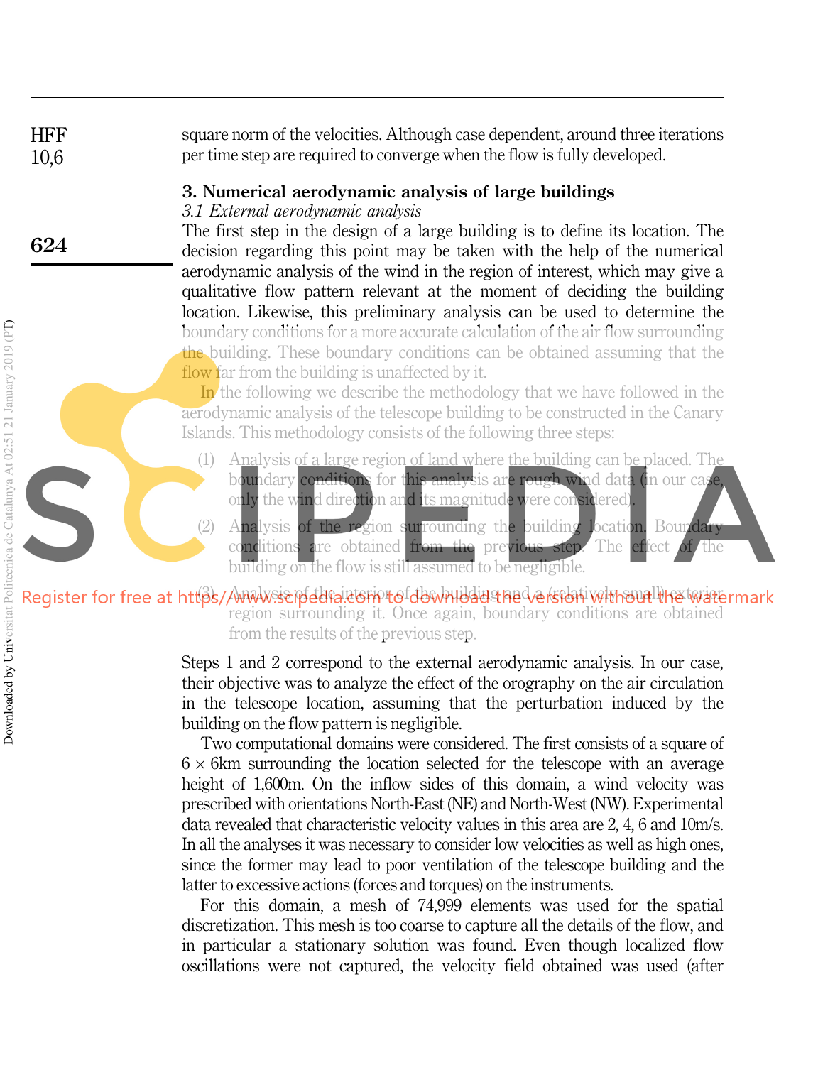square norm of the velocities. Although case dependent, around three iterations per time step are required to converge when the flow is fully developed.

## 3. Numerical aerodynamic analysis of large buildings

### *3.1 External aerodynamic analysis*

The first step in the design of a large building is to define its location. The decision regarding this point may be taken with the help of the numerical aerodynamic analysis of the wind in the region of interest, which may give a qualitative flow pattern relevant at the moment of deciding the building location. Likewise, this preliminary analysis can be used to determine the boundary conditions for a more accurate calculation of the air flow surrounding the building. These boundary conditions can be obtained assuming that the flow far from the building is unaffected by it.

In the following we describe the methodology that we have followed in the aerodynamic analysis of the telescope building to be constructed in the Canary Islands. This methodology consists of the following three steps:

(1) Analysis of a large region of land where the building can be placed. The boundary conditions for this analysis are rough wind data (in our case, only the wind direction and its magnitude were considered).

(2) Analysis of the region surrounding the building location. Boundary conditions are obtained from the previous step. The effect of the building on the flow is still assumed to be negligible.

(3) Analysis of the interior of the building and a (relatively small) exterior region surrounding it. Once again, boundary conditions are obtained from the results of the previous step.

Steps 1 and 2 correspond to the external aerodynamic analysis. In our case, their objective was to analyze the effect of the orography on the air circulation in the telescope location, assuming that the perturbation induced by the building on the flow pattern is negligible.

Two computational domains were considered. The first consists of a square of $6 \times 6$km surrounding the location selected for the telescope with an average height of 1,600m. On the inflow sides of this domain, a wind velocity was prescribed with orientations North-East (NE) and North-West (NW). Experimental data revealed that characteristic velocity values in this area are 2, 4, 6 and 10m/s. In all the analyses it was necessary to consider low velocities as well as high ones, since the former may lead to poor ventilation of the telescope building and the latter to excessive actions (forces and torques) on the instruments.

For this domain, a mesh of 74,999 elements was used for the spatial discretization. This mesh is too coarse to capture all the details of the flow, and in particular a stationary solution was found. Even though localized flow oscillations were not captured, the velocity field obtained was used (after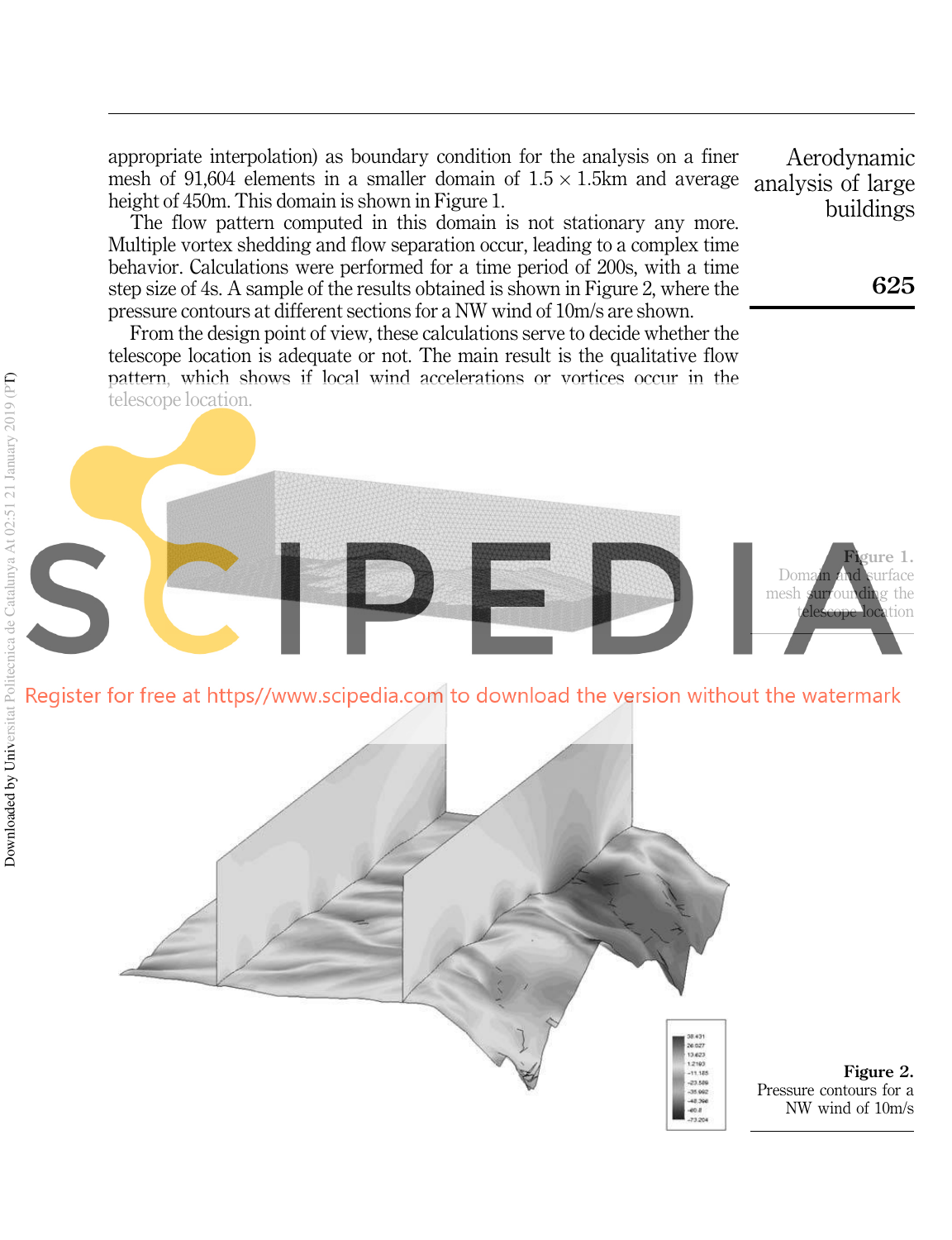appropriate interpolation) as boundary condition for the analysis on a finer mesh of 91,604 elements in a smaller domain of $1.5 \times 1.5$km and average height of 450m. This domain is shown in Figure 1.

The flow pattern computed in this domain is not stationary any more. Multiple vortex shedding and flow separation occur, leading to a complex time behavior. Calculations were performed for a time period of 200s, with a time step size of 4s. A sample of the results obtained is shown in Figure 2, where the pressure contours at different sections for a NW wind of 10m/s are shown.

From the design point of view, these calculations serve to decide whether the telescope location is adequate or not. The main result is the qualitative flow pattern, which shows if local wind accelerations or vortices occur in the telescope location.

**Figure 1.** Domain and surface mesh surrounding the telescope location

**Figure 2.** Pressure contours for a NW wind of 10m/s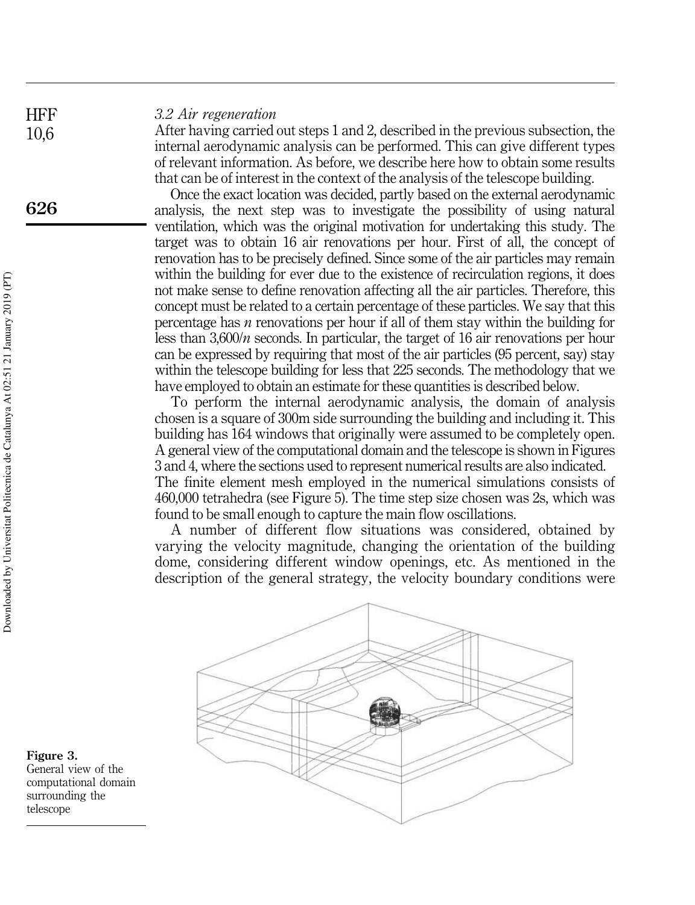### *3.2 Air regeneration*

After having carried out steps 1 and 2, described in the previous subsection, the internal aerodynamic analysis can be performed. This can give different types of relevant information. As before, we describe here how to obtain some results that can be of interest in the context of the analysis of the telescope building.

Once the exact location was decided, partly based on the external aerodynamic analysis, the next step was to investigate the possibility of using natural ventilation, which was the original motivation for undertaking this study. The target was to obtain 16 air renovations per hour. First of all, the concept of renovation has to be precisely defined. Since some of the air particles may remain within the building for ever due to the existence of recirculation regions, it does not make sense to define renovation affecting all the air particles. Therefore, this concept must be related to a certain percentage of these particles. We say that this percentage has $n$ renovations per hour if all of them stay within the building for less than $3{,}600/n$ seconds. In particular, the target of 16 air renovations per hour can be expressed by requiring that most of the air particles (95 percent, say) stay within the telescope building for less that 225 seconds. The methodology that we have employed to obtain an estimate for these quantities is described below.

To perform the internal aerodynamic analysis, the domain of analysis chosen is a square of 300m side surrounding the building and including it. This building has 164 windows that originally were assumed to be completely open. A general view of the computational domain and the telescope is shown in Figures 3 and 4, where the sections used to represent numerical results are also indicated. The finite element mesh employed in the numerical simulations consists of 460,000 tetrahedra (see Figure 5). The time step size chosen was 2s, which was found to be small enough to capture the main flow oscillations.

A number of different flow situations was considered, obtained by varying the velocity magnitude, changing the orientation of the building dome, considering different window openings, etc. As mentioned in the description of the general strategy, the velocity boundary conditions were

**Figure 3.** General view of the computational domain surrounding the telescope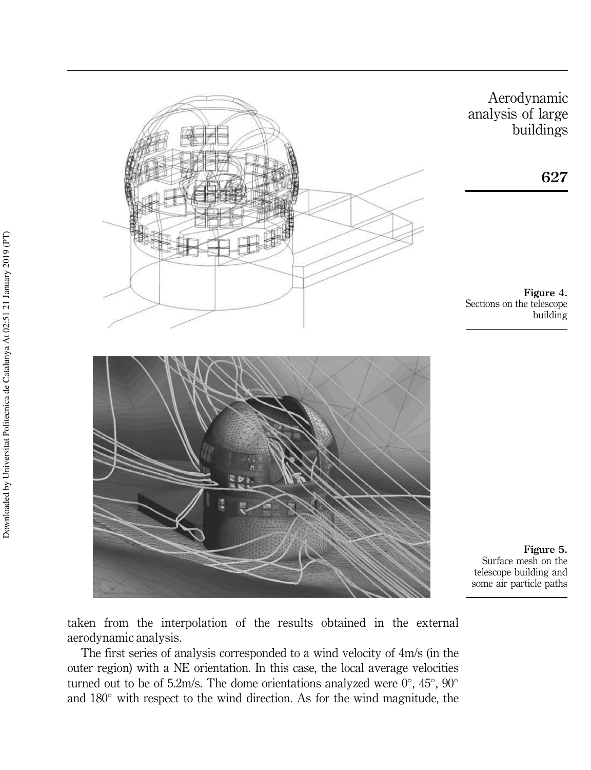Figure 4.
Sections on the telescope building

Figure 5.
Surface mesh on the telescope building and some air particle paths

taken from the interpolation of the results obtained in the external aerodynamic analysis.

The first series of analysis corresponded to a wind velocity of 4m/s (in the outer region) with a NE orientation. In this case, the local average velocities turned out to be of 5.2m/s. The dome orientations analyzed were 0°, 45°, 90° and 180° with respect to the wind direction. As for the wind magnitude, the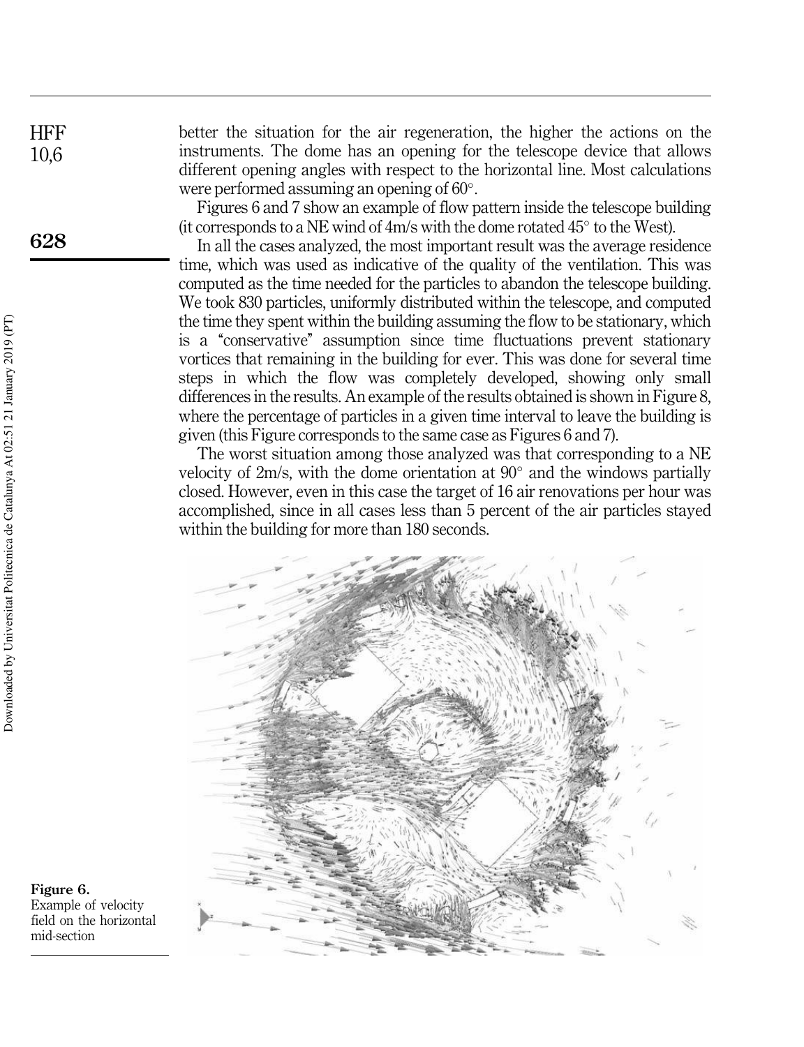better the situation for the air regeneration, the higher the actions on the instruments. The dome has an opening for the telescope device that allows different opening angles with respect to the horizontal line. Most calculations were performed assuming an opening of 60°.

Figures 6 and 7 show an example of flow pattern inside the telescope building (it corresponds to a NE wind of 4m/s with the dome rotated 45° to the West).

In all the cases analyzed, the most important result was the average residence time, which was used as indicative of the quality of the ventilation. This was computed as the time needed for the particles to abandon the telescope building. We took 830 particles, uniformly distributed within the telescope, and computed the time they spent within the building assuming the flow to be stationary, which is a "conservative" assumption since time fluctuations prevent stationary vortices that remaining in the building for ever. This was done for several time steps in which the flow was completely developed, showing only small differences in the results. An example of the results obtained is shown in Figure 8, where the percentage of particles in a given time interval to leave the building is given (this Figure corresponds to the same case as Figures 6 and 7).

The worst situation among those analyzed was that corresponding to a NE velocity of 2m/s, with the dome orientation at 90° and the windows partially closed. However, even in this case the target of 16 air renovations per hour was accomplished, since in all cases less than 5 percent of the air particles stayed within the building for more than 180 seconds.

**Figure 6.** Example of velocity field on the horizontal mid-section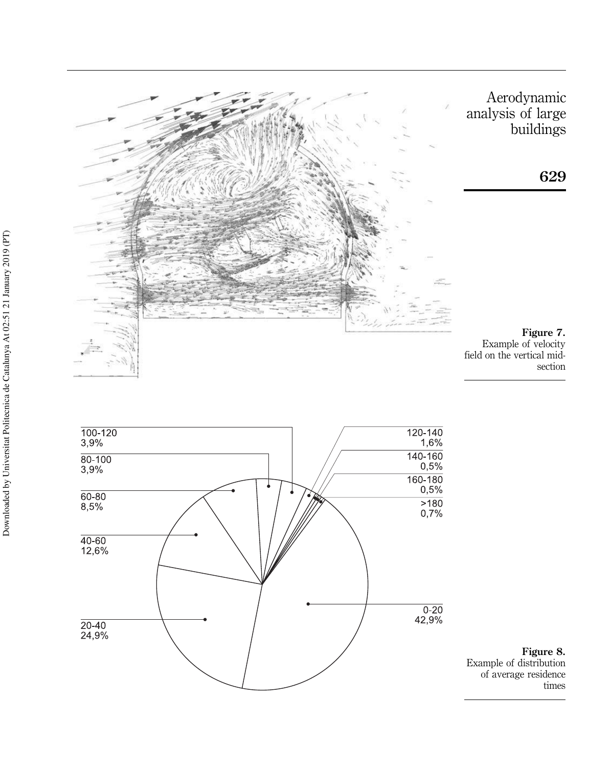Figure 7.
Example of velocity field on the vertical mid-section

| Range | Percentage |
|---|---|
| 0-20 | 42,9% |
| 20-40 | 24,9% |
| 40-60 | 12,6% |
| 60-80 | 8,5% |
| 80-100 | 3,9% |
| 100-120 | 3,9% |
| 120-140 | 1,6% |
| 140-160 | 0,5% |
| 160-180 | 0,5% |
| >180 | 0,7% |

Figure 8.
Example of distribution of average residence times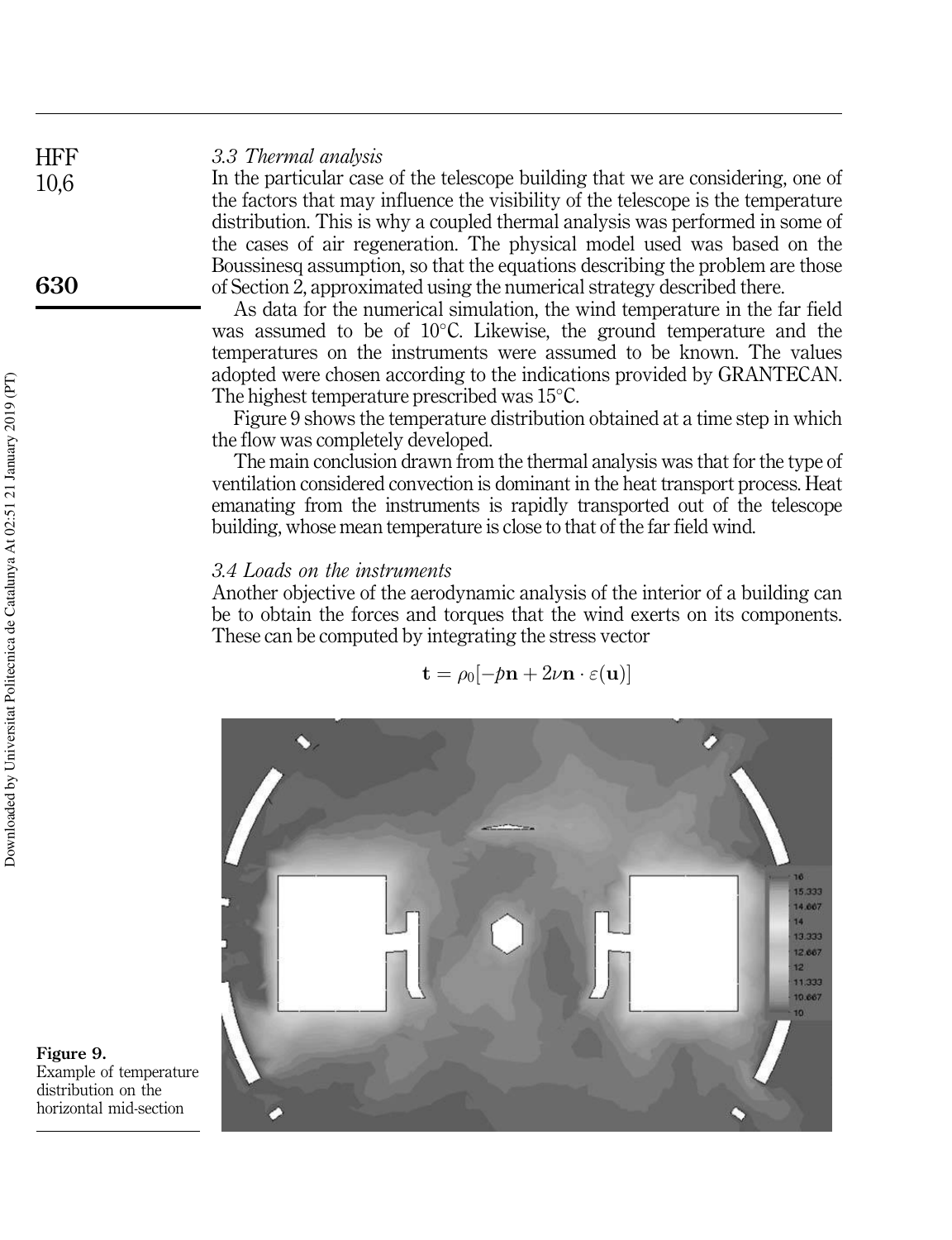### 3.3 Thermal analysis

In the particular case of the telescope building that we are considering, one of the factors that may influence the visibility of the telescope is the temperature distribution. This is why a coupled thermal analysis was performed in some of the cases of air regeneration. The physical model used was based on the Boussinesq assumption, so that the equations describing the problem are those of Section 2, approximated using the numerical strategy described there.

As data for the numerical simulation, the wind temperature in the far field was assumed to be of 10°C. Likewise, the ground temperature and the temperatures on the instruments were assumed to be known. The values adopted were chosen according to the indications provided by GRANTECAN. The highest temperature prescribed was 15°C.

Figure 9 shows the temperature distribution obtained at a time step in which the flow was completely developed.

The main conclusion drawn from the thermal analysis was that for the type of ventilation considered convection is dominant in the heat transport process. Heat emanating from the instruments is rapidly transported out of the telescope building, whose mean temperature is close to that of the far field wind.

### 3.4 Loads on the instruments

Another objective of the aerodynamic analysis of the interior of a building can be to obtain the forces and torques that the wind exerts on its components. These can be computed by integrating the stress vector

$$\mathbf{t} = \rho_0[-p\mathbf{n} + 2\nu\mathbf{n} \cdot \varepsilon(\mathbf{u})]$$

**Figure 9.** Example of temperature distribution on the horizontal mid-section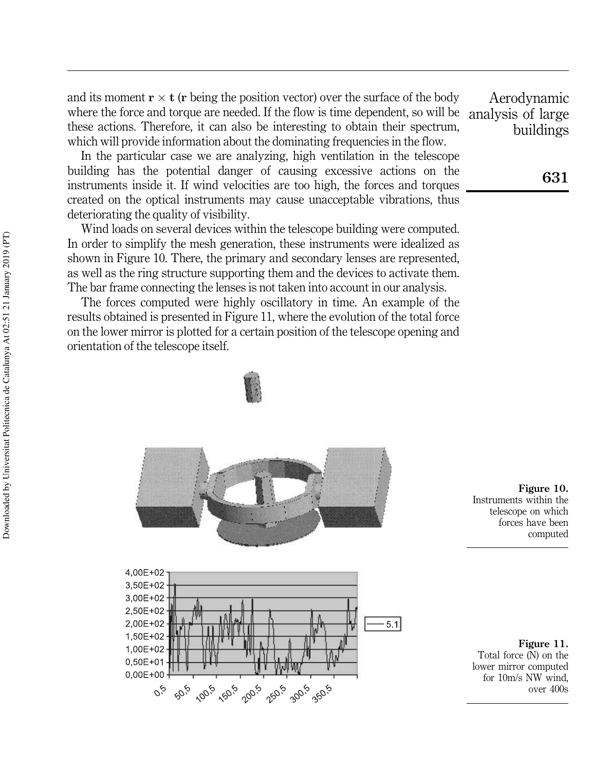and its moment $\mathbf{r} \times \mathbf{t}$ ($\mathbf{r}$ being the position vector) over the surface of the body where the force and torque are needed. If the flow is time dependent, so will be these actions. Therefore, it can also be interesting to obtain their spectrum, which will provide information about the dominating frequencies in the flow.

In the particular case we are analyzing, high ventilation in the telescope building has the potential danger of causing excessive actions on the instruments inside it. If wind velocities are too high, the forces and torques created on the optical instruments may cause unacceptable vibrations, thus deteriorating the quality of visibility.

Wind loads on several devices within the telescope building were computed. In order to simplify the mesh generation, these instruments were idealized as shown in Figure 10. There, the primary and secondary lenses are represented, as well as the ring structure supporting them and the devices to activate them. The bar frame connecting the lenses is not taken into account in our analysis.

The forces computed were highly oscillatory in time. An example of the results obtained is presented in Figure 11, where the evolution of the total force on the lower mirror is plotted for a certain position of the telescope opening and orientation of the telescope itself.

**Figure 10.** Instruments within the telescope on which forces have been computed

**Figure 11.** Total force (N) on the lower mirror computed for 10m/s NW wind, over 400s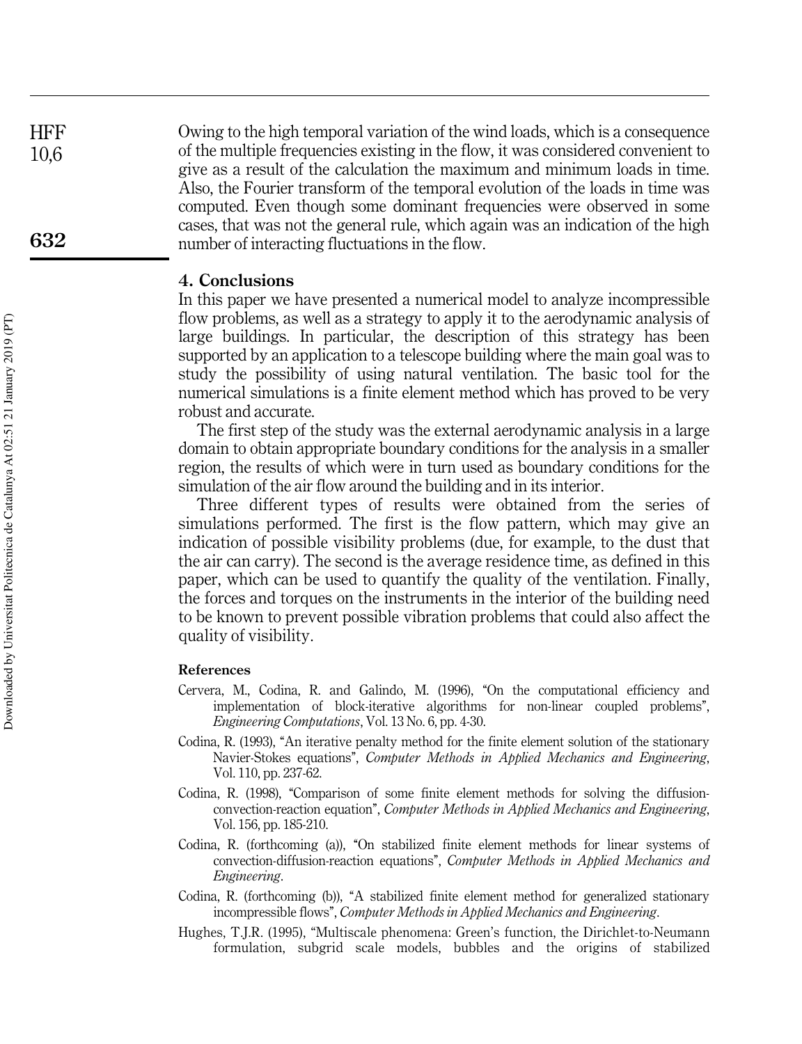Owing to the high temporal variation of the wind loads, which is a consequence of the multiple frequencies existing in the flow, it was considered convenient to give as a result of the calculation the maximum and minimum loads in time. Also, the Fourier transform of the temporal evolution of the loads in time was computed. Even though some dominant frequencies were observed in some cases, that was not the general rule, which again was an indication of the high number of interacting fluctuations in the flow.

## 4. Conclusions

In this paper we have presented a numerical model to analyze incompressible flow problems, as well as a strategy to apply it to the aerodynamic analysis of large buildings. In particular, the description of this strategy has been supported by an application to a telescope building where the main goal was to study the possibility of using natural ventilation. The basic tool for the numerical simulations is a finite element method which has proved to be very robust and accurate.

The first step of the study was the external aerodynamic analysis in a large domain to obtain appropriate boundary conditions for the analysis in a smaller region, the results of which were in turn used as boundary conditions for the simulation of the air flow around the building and in its interior.

Three different types of results were obtained from the series of simulations performed. The first is the flow pattern, which may give an indication of possible visibility problems (due, for example, to the dust that the air can carry). The second is the average residence time, as defined in this paper, which can be used to quantify the quality of the ventilation. Finally, the forces and torques on the instruments in the interior of the building need to be known to prevent possible vibration problems that could also affect the quality of visibility.

### References

Cervera, M., Codina, R. and Galindo, M. (1996), "On the computational efficiency and implementation of block-iterative algorithms for non-linear coupled problems", *Engineering Computations*, Vol. 13 No. 6, pp. 4-30.

Codina, R. (1993), "An iterative penalty method for the finite element solution of the stationary Navier-Stokes equations", *Computer Methods in Applied Mechanics and Engineering*, Vol. 110, pp. 237-62.

Codina, R. (1998), "Comparison of some finite element methods for solving the diffusion-convection-reaction equation", *Computer Methods in Applied Mechanics and Engineering*, Vol. 156, pp. 185-210.

Codina, R. (forthcoming (a)), "On stabilized finite element methods for linear systems of convection-diffusion-reaction equations", *Computer Methods in Applied Mechanics and Engineering*.

Codina, R. (forthcoming (b)), "A stabilized finite element method for generalized stationary incompressible flows", *Computer Methods in Applied Mechanics and Engineering*.

Hughes, T.J.R. (1995), "Multiscale phenomena: Green's function, the Dirichlet-to-Neumann formulation, subgrid scale models, bubbles and the origins of stabilized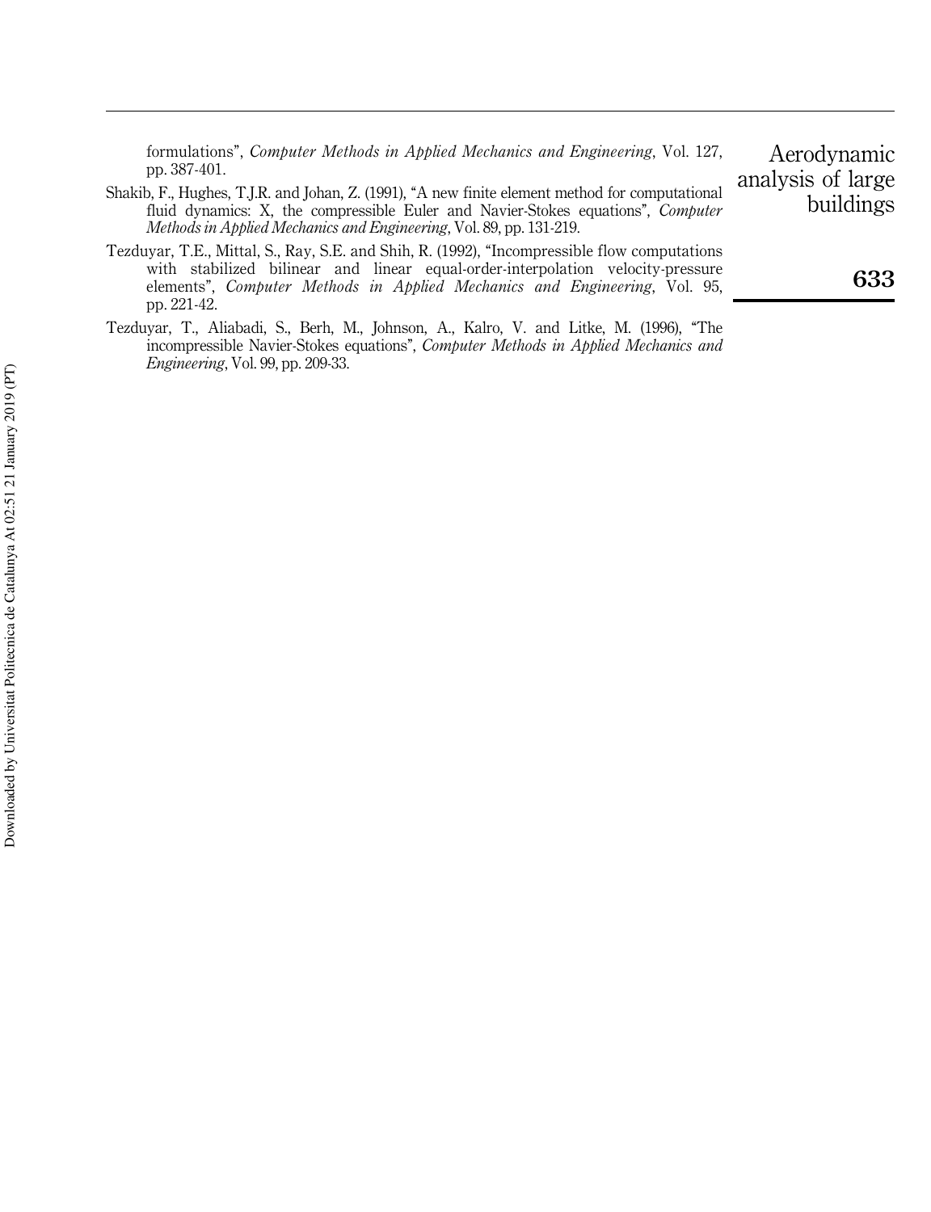formulations", *Computer Methods in Applied Mechanics and Engineering*, Vol. 127, pp. 387-401.

Shakib, F., Hughes, T.J.R. and Johan, Z. (1991), "A new finite element method for computational fluid dynamics: X, the compressible Euler and Navier-Stokes equations", *Computer Methods in Applied Mechanics and Engineering*, Vol. 89, pp. 131-219.

Tezduyar, T.E., Mittal, S., Ray, S.E. and Shih, R. (1992), "Incompressible flow computations with stabilized bilinear and linear equal-order-interpolation velocity-pressure elements", *Computer Methods in Applied Mechanics and Engineering*, Vol. 95, pp. 221-42.

Tezduyar, T., Aliabadi, S., Berh, M., Johnson, A., Kalro, V. and Litke, M. (1996), "The incompressible Navier-Stokes equations", *Computer Methods in Applied Mechanics and Engineering*, Vol. 99, pp. 209-33.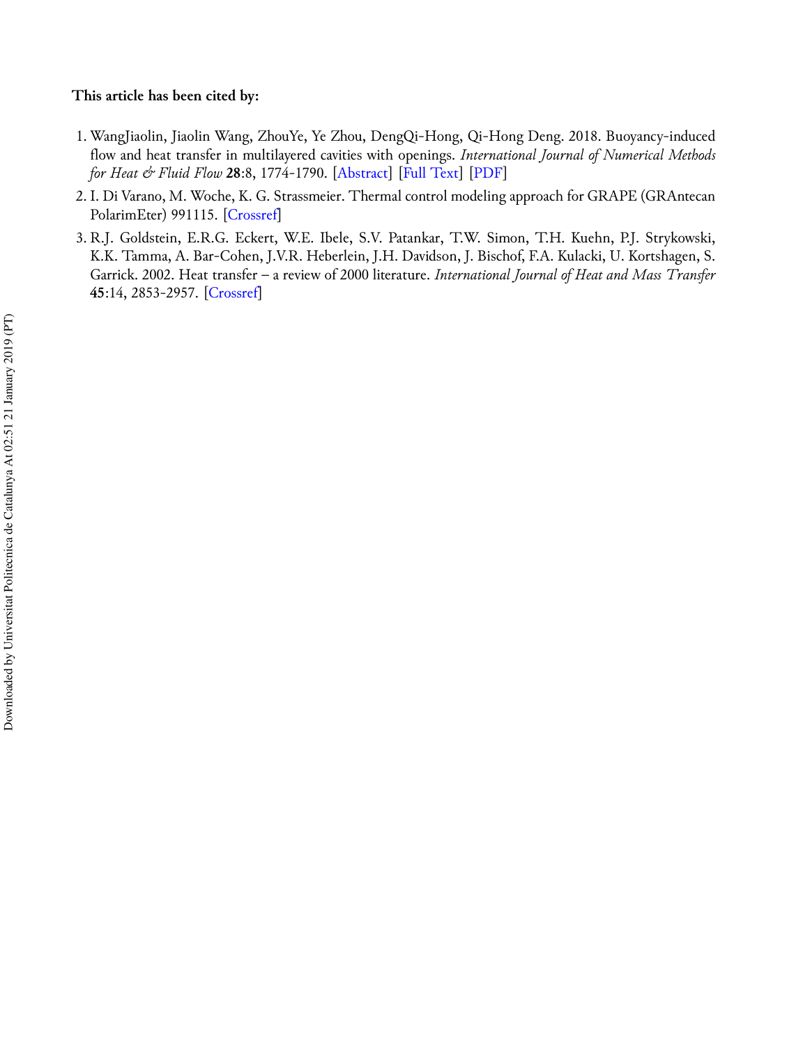**This article has been cited by:**

1. WangJiaolin, Jiaolin Wang, ZhouYe, Ye Zhou, DengQi-Hong, Qi-Hong Deng. 2018. Buoyancy-induced flow and heat transfer in multilayered cavities with openings. *International Journal of Numerical Methods for Heat & Fluid Flow* **28**:8, 1774-1790. [Abstract] [Full Text] [PDF]
2. I. Di Varano, M. Woche, K. G. Strassmeier. Thermal control modeling approach for GRAPE (GRAntecan PolarimEter) 991115. [Crossref]
3. R.J. Goldstein, E.R.G. Eckert, W.E. Ibele, S.V. Patankar, T.W. Simon, T.H. Kuehn, P.J. Strykowski, K.K. Tamma, A. Bar-Cohen, J.V.R. Heberlein, J.H. Davidson, J. Bischof, F.A. Kulacki, U. Kortshagen, S. Garrick. 2002. Heat transfer – a review of 2000 literature. *International Journal of Heat and Mass Transfer* **45**:14, 2853-2957. [Crossref]